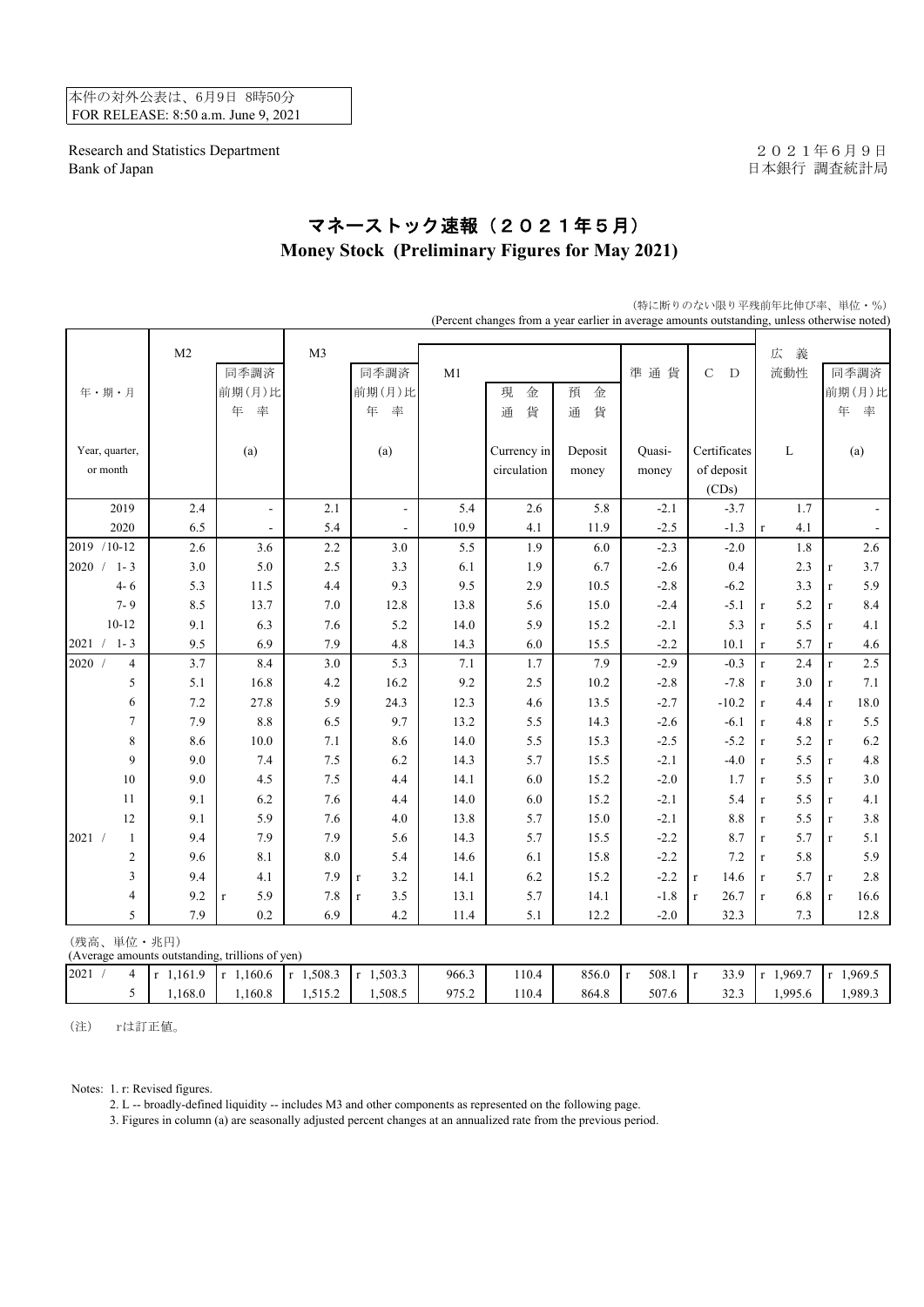本件の対外公表は、6月9日 8時50分
FOR RELEASE: 8:50 a.m. June 9, 2021

Research and Statistics Department
Bank of Japan

２０２１年６月９日
日本銀行 調査統計局

# マネーストック速報（２０２１年５月）
# Money Stock (Preliminary Figures for May 2021)

（特に断りのない限り平残前年比伸び率、単位・％）
(Percent changes from a year earlier in average amounts outstanding, unless otherwise noted)

| 年・期・月 Year, quarter, or month | M2 | 同季調済前期(月)比年率 (a) | M3 | 同季調済前期(月)比年率 (a) | M1 | 現金通貨 Currency in circulation | 預金通貨 Deposit money | 準通貨 Quasi-money | CD Certificates of deposit (CDs) | 広義流動性 L | 同季調済前期(月)比年率 (a) |
|---|---|---|---|---|---|---|---|---|---|---|---|
| 2019 | 2.4 | - | 2.1 | - | 5.4 | 2.6 | 5.8 | -2.1 | -3.7 | 1.7 | - |
| 2020 | 6.5 | - | 5.4 | - | 10.9 | 4.1 | 11.9 | -2.5 | -1.3 | r 4.1 | - |
| 2019 /10-12 | 2.6 | 3.6 | 2.2 | 3.0 | 5.5 | 1.9 | 6.0 | -2.3 | -2.0 | 1.8 | 2.6 |
| 2020 / 1- 3 | 3.0 | 5.0 | 2.5 | 3.3 | 6.1 | 1.9 | 6.7 | -2.6 | 0.4 | 2.3 | r 3.7 |
| 4- 6 | 5.3 | 11.5 | 4.4 | 9.3 | 9.5 | 2.9 | 10.5 | -2.8 | -6.2 | 3.3 | r 5.9 |
| 7- 9 | 8.5 | 13.7 | 7.0 | 12.8 | 13.8 | 5.6 | 15.0 | -2.4 | -5.1 | r 5.2 | r 8.4 |
| 10-12 | 9.1 | 6.3 | 7.6 | 5.2 | 14.0 | 5.9 | 15.2 | -2.1 | 5.3 | r 5.5 | r 4.1 |
| 2021 / 1- 3 | 9.5 | 6.9 | 7.9 | 4.8 | 14.3 | 6.0 | 15.5 | -2.2 | 10.1 | r 5.7 | r 4.6 |
| 2020 / 4 | 3.7 | 8.4 | 3.0 | 5.3 | 7.1 | 1.7 | 7.9 | -2.9 | -0.3 | r 2.4 | r 2.5 |
| 5 | 5.1 | 16.8 | 4.2 | 16.2 | 9.2 | 2.5 | 10.2 | -2.8 | -7.8 | r 3.0 | r 7.1 |
| 6 | 7.2 | 27.8 | 5.9 | 24.3 | 12.3 | 4.6 | 13.5 | -2.7 | -10.2 | r 4.4 | r 18.0 |
| 7 | 7.9 | 8.8 | 6.5 | 9.7 | 13.2 | 5.5 | 14.3 | -2.6 | -6.1 | r 4.8 | r 5.5 |
| 8 | 8.6 | 10.0 | 7.1 | 8.6 | 14.0 | 5.5 | 15.3 | -2.5 | -5.2 | r 5.2 | r 6.2 |
| 9 | 9.0 | 7.4 | 7.5 | 6.2 | 14.3 | 5.7 | 15.5 | -2.1 | -4.0 | r 5.5 | r 4.8 |
| 10 | 9.0 | 4.5 | 7.5 | 4.4 | 14.1 | 6.0 | 15.2 | -2.0 | 1.7 | r 5.5 | r 3.0 |
| 11 | 9.1 | 6.2 | 7.6 | 4.4 | 14.0 | 6.0 | 15.2 | -2.1 | 5.4 | r 5.5 | r 4.1 |
| 12 | 9.1 | 5.9 | 7.6 | 4.0 | 13.8 | 5.7 | 15.0 | -2.1 | 8.8 | r 5.5 | r 3.8 |
| 2021 / 1 | 9.4 | 7.9 | 7.9 | 5.6 | 14.3 | 5.7 | 15.5 | -2.2 | 8.7 | r 5.7 | r 5.1 |
| 2 | 9.6 | 8.1 | 8.0 | 5.4 | 14.6 | 6.1 | 15.8 | -2.2 | 7.2 | r 5.8 | 5.9 |
| 3 | 9.4 | 4.1 | 7.9 | r 3.2 | 14.1 | 6.2 | 15.2 | -2.2 | r 14.6 | r 5.7 | r 2.8 |
| 4 | 9.2 | r 5.9 | 7.8 | r 3.5 | 13.1 | 5.7 | 14.1 | -1.8 | r 26.7 | r 6.8 | r 16.6 |
| 5 | 7.9 | 0.2 | 6.9 | 4.2 | 11.4 | 5.1 | 12.2 | -2.0 | 32.3 | 7.3 | 12.8 |

（残高、単位・兆円）
(Average amounts outstanding, trillions of yen)

| | M2 | (a) | M3 | (a) | M1 | Currency in circulation | Deposit money | Quasi-money | CDs | L | (a) |
|---|---|---|---|---|---|---|---|---|---|---|---|
| 2021 / 4 | r 1,161.9 | r 1,160.6 | r 1,508.3 | r 1,503.3 | 966.3 | 110.4 | 856.0 | r 508.1 | r 33.9 | r 1,969.7 | r 1,969.5 |
| 5 | 1,168.0 | 1,160.8 | 1,515.2 | 1,508.5 | 975.2 | 110.4 | 864.8 | 507.6 | 32.3 | 1,995.6 | 1,989.3 |

（注）　rは訂正値。

Notes: 1. r: Revised figures.
2. L -- broadly-defined liquidity -- includes M3 and other components as represented on the following page.
3. Figures in column (a) are seasonally adjusted percent changes at an annualized rate from the previous period.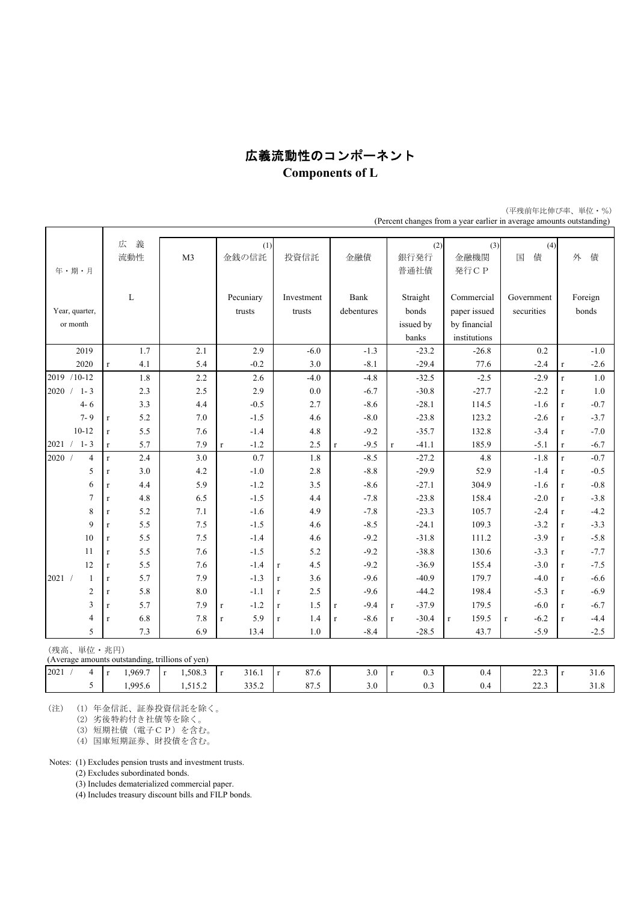# 広義流動性のコンポーネント
## Components of L

（平残前年比伸び率、単位・％）
(Percent changes from a year earlier in average amounts outstanding)

| 年・期・月<br>Year, quarter, or month | 広義流動性<br>L | M3 | 金銭の信託 (1)<br>Pecuniary trusts | 投資信託<br>Investment trusts | 金融債<br>Bank debentures | 銀行発行普通社債 (2)<br>Straight bonds issued by banks | 金融機関発行ＣＰ (3)<br>Commercial paper issued by financial institutions | 国債 (4)<br>Government securities | 外債<br>Foreign bonds |
|---|---|---|---|---|---|---|---|---|---|
| 2019 | 1.7 | 2.1 | 2.9 | -6.0 | -1.3 | -23.2 | -26.8 | 0.2 | -1.0 |
| 2020 | r 4.1 | 5.4 | -0.2 | 3.0 | -8.1 | -29.4 | 77.6 | -2.4 | r -2.6 |
| 2019 /10-12 | 1.8 | 2.2 | 2.6 | -4.0 | -4.8 | -32.5 | -2.5 | -2.9 | r 1.0 |
| 2020 / 1- 3 | 2.3 | 2.5 | 2.9 | 0.0 | -6.7 | -30.8 | -27.7 | -2.2 | r 1.0 |
| 4- 6 | 3.3 | 4.4 | -0.5 | 2.7 | -8.6 | -28.1 | 114.5 | -1.6 | r -0.7 |
| 7- 9 | r 5.2 | 7.0 | -1.5 | 4.6 | -8.0 | -23.8 | 123.2 | -2.6 | r -3.7 |
| 10-12 | r 5.5 | 7.6 | -1.4 | 4.8 | -9.2 | -35.7 | 132.8 | -3.4 | r -7.0 |
| 2021 / 1- 3 | r 5.7 | 7.9 | r -1.2 | 2.5 | r -9.5 | r -41.1 | 185.9 | -5.1 | r -6.7 |
| 2020 / 4 | r 2.4 | 3.0 | 0.7 | 1.8 | -8.5 | -27.2 | 4.8 | -1.8 | r -0.7 |
| 5 | r 3.0 | 4.2 | -1.0 | 2.8 | -8.8 | -29.9 | 52.9 | -1.4 | r -0.5 |
| 6 | r 4.4 | 5.9 | -1.2 | 3.5 | -8.6 | -27.1 | 304.9 | -1.6 | r -0.8 |
| 7 | r 4.8 | 6.5 | -1.5 | 4.4 | -7.8 | -23.8 | 158.4 | -2.0 | r -3.8 |
| 8 | r 5.2 | 7.1 | -1.6 | 4.9 | -7.8 | -23.3 | 105.7 | -2.4 | r -4.2 |
| 9 | r 5.5 | 7.5 | -1.5 | 4.6 | -8.5 | -24.1 | 109.3 | -3.2 | r -3.3 |
| 10 | r 5.5 | 7.5 | -1.4 | 4.6 | -9.2 | -31.8 | 111.2 | -3.9 | r -5.8 |
| 11 | r 5.5 | 7.6 | -1.5 | 5.2 | -9.2 | -38.8 | 130.6 | -3.3 | r -7.7 |
| 12 | r 5.5 | 7.6 | -1.4 | r 4.5 | -9.2 | -36.9 | 155.4 | -3.0 | r -7.5 |
| 2021 / 1 | r 5.7 | 7.9 | -1.3 | r 3.6 | -9.6 | -40.9 | 179.7 | -4.0 | r -6.6 |
| 2 | r 5.8 | 8.0 | -1.1 | r 2.5 | -9.6 | -44.2 | 198.4 | -5.3 | r -6.9 |
| 3 | r 5.7 | 7.9 | r -1.2 | r 1.5 | r -9.4 | r -37.9 | 179.5 | -6.0 | r -6.7 |
| 4 | r 6.8 | 7.8 | r 5.9 | r 1.4 | r -8.6 | r -30.4 | r 159.5 | r -6.2 | r -4.4 |
| 5 | 7.3 | 6.9 | 13.4 | 1.0 | -8.4 | -28.5 | 43.7 | -5.9 | -2.5 |

（残高、単位・兆円）
(Average amounts outstanding, trillions of yen)

| | | | | | | | | | |
|---|---|---|---|---|---|---|---|---|---|
| 2021 / 4 | r 1,969.7 | r 1,508.3 | r 316.1 | r 87.6 | 3.0 | r 0.3 | 0.4 | 22.3 | r 31.6 |
| 5 | 1,995.6 | 1,515.2 | 335.2 | 87.5 | 3.0 | 0.3 | 0.4 | 22.3 | 31.8 |

（注）
(1) 年金信託、証券投資信託を除く。
(2) 劣後特約付き社債等を除く。
(3) 短期社債（電子ＣＰ）を含む。
(4) 国庫短期証券、財投債を含む。

Notes:
(1) Excludes pension trusts and investment trusts.
(2) Excludes subordinated bonds.
(3) Includes dematerialized commercial paper.
(4) Includes treasury discount bills and FILP bonds.